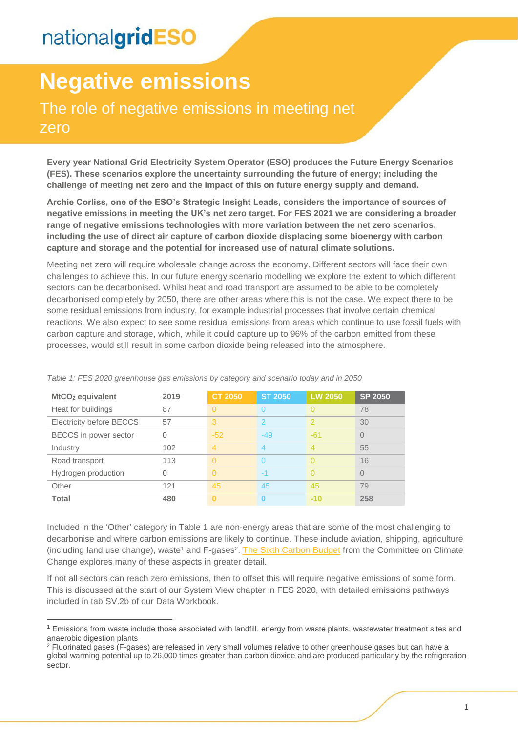nationalgridESO

# Negative emissions

## The role of negative emissions in meeting net zero

**Every year National Grid Electricity System Operator (ESO) produces the Future Energy Scenarios (FES). These scenarios explore the uncertainty surrounding the future of energy; including the challenge of meeting net zero and the impact of this on future energy supply and demand.**

**Archie Corliss, one of the ESO's Strategic Insight Leads, considers the importance of sources of negative emissions in meeting the UK's net zero target. For FES 2021 we are considering a broader range of negative emissions technologies with more variation between the net zero scenarios, including the use of direct air capture of carbon dioxide displacing some bioenergy with carbon capture and storage and the potential for increased use of natural climate solutions.**

Meeting net zero will require wholesale change across the economy. Different sectors will face their own challenges to achieve this. In our future energy scenario modelling we explore the extent to which different sectors can be decarbonised. Whilst heat and road transport are assumed to be able to be completely decarbonised completely by 2050, there are other areas where this is not the case. We expect there to be some residual emissions from industry, for example industrial processes that involve certain chemical reactions. We also expect to see some residual emissions from areas which continue to use fossil fuels with carbon capture and storage, which, while it could capture up to 96% of the carbon emitted from these processes, would still result in some carbon dioxide being released into the atmosphere.

*Table 1: FES 2020 greenhouse gas emissions by category and scenario today and in 2050*

| $MtCO_2$ equivalent | 2019 | CT 2050 | ST 2050 | LW 2050 | SP 2050 |
|---|---|---|---|---|---|
| Heat for buildings | 87 | 0 | 0 | 0 | 78 |
| Electricity before BECCS | 57 | 3 | 2 | 2 | 30 |
| BECCS in power sector | 0 | -52 | -49 | -61 | 0 |
| Industry | 102 | 4 | 4 | 4 | 55 |
| Road transport | 113 | 0 | 0 | 0 | 16 |
| Hydrogen production | 0 | 0 | -1 | 0 | 0 |
| Other | 121 | 45 | 45 | 45 | 79 |
| **Total** | **480** | **0** | **0** | **-10** | **258** |

Included in the 'Other' category in Table 1 are non-energy areas that are some of the most challenging to decarbonise and where carbon emissions are likely to continue. These include aviation, shipping, agriculture (including land use change), waste[1] and F-gases[2]. The Sixth Carbon Budget from the Committee on Climate Change explores many of these aspects in greater detail.

If not all sectors can reach zero emissions, then to offset this will require negative emissions of some form. This is discussed at the start of our System View chapter in FES 2020, with detailed emissions pathways included in tab SV.2b of our Data Workbook.

[1] Emissions from waste include those associated with landfill, energy from waste plants, wastewater treatment sites and anaerobic digestion plants

[2] Fluorinated gases (F-gases) are released in very small volumes relative to other greenhouse gases but can have a global warming potential up to 26,000 times greater than carbon dioxide and are produced particularly by the refrigeration sector.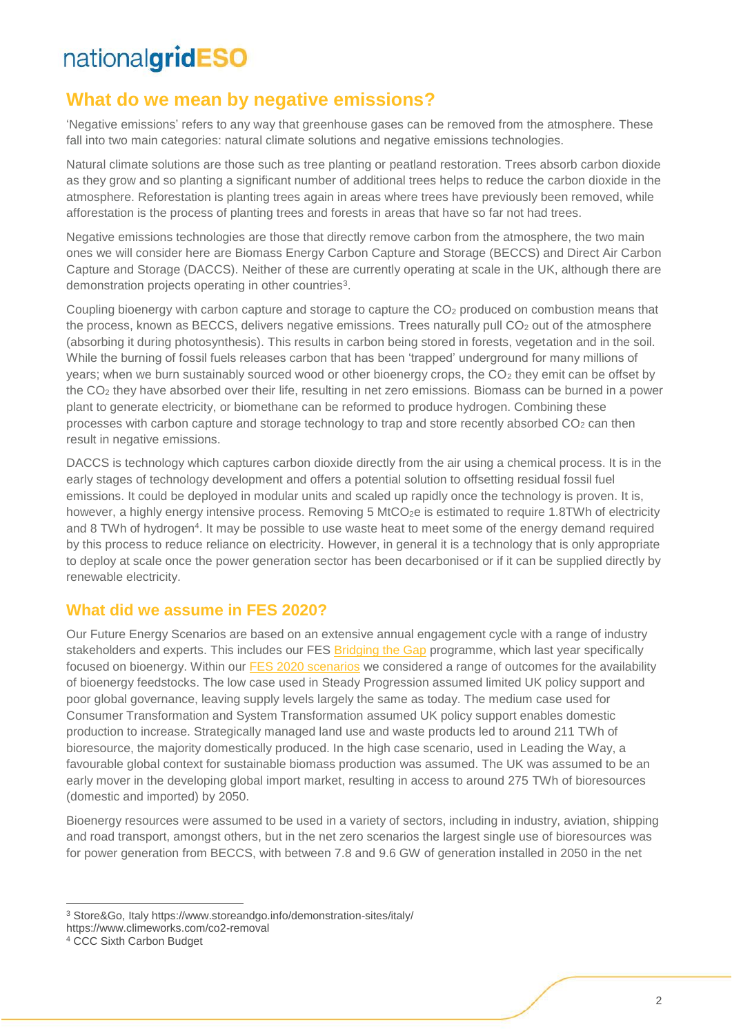## What do we mean by negative emissions?

'Negative emissions' refers to any way that greenhouse gases can be removed from the atmosphere. These fall into two main categories: natural climate solutions and negative emissions technologies.

Natural climate solutions are those such as tree planting or peatland restoration. Trees absorb carbon dioxide as they grow and so planting a significant number of additional trees helps to reduce the carbon dioxide in the atmosphere. Reforestation is planting trees again in areas where trees have previously been removed, while afforestation is the process of planting trees and forests in areas that have so far not had trees.

Negative emissions technologies are those that directly remove carbon from the atmosphere, the two main ones we will consider here are Biomass Energy Carbon Capture and Storage (BECCS) and Direct Air Carbon Capture and Storage (DACCS). Neither of these are currently operating at scale in the UK, although there are demonstration projects operating in other countries[3].

Coupling bioenergy with carbon capture and storage to capture the $CO_2$ produced on combustion means that the process, known as BECCS, delivers negative emissions. Trees naturally pull $CO_2$ out of the atmosphere (absorbing it during photosynthesis). This results in carbon being stored in forests, vegetation and in the soil. While the burning of fossil fuels releases carbon that has been 'trapped' underground for many millions of years; when we burn sustainably sourced wood or other bioenergy crops, the $CO_2$ they emit can be offset by the $CO_2$ they have absorbed over their life, resulting in net zero emissions. Biomass can be burned in a power plant to generate electricity, or biomethane can be reformed to produce hydrogen. Combining these processes with carbon capture and storage technology to trap and store recently absorbed $CO_2$ can then result in negative emissions.

DACCS is technology which captures carbon dioxide directly from the air using a chemical process. It is in the early stages of technology development and offers a potential solution to offsetting residual fossil fuel emissions. It could be deployed in modular units and scaled up rapidly once the technology is proven. It is, however, a highly energy intensive process. Removing 5 $MtCO_2e$ is estimated to require 1.8TWh of electricity and 8 TWh of hydrogen[4]. It may be possible to use waste heat to meet some of the energy demand required by this process to reduce reliance on electricity. However, in general it is a technology that is only appropriate to deploy at scale once the power generation sector has been decarbonised or if it can be supplied directly by renewable electricity.

## What did we assume in FES 2020?

Our Future Energy Scenarios are based on an extensive annual engagement cycle with a range of industry stakeholders and experts. This includes our FES Bridging the Gap programme, which last year specifically focused on bioenergy. Within our FES 2020 scenarios we considered a range of outcomes for the availability of bioenergy feedstocks. The low case used in Steady Progression assumed limited UK policy support and poor global governance, leaving supply levels largely the same as today. The medium case used for Consumer Transformation and System Transformation assumed UK policy support enables domestic production to increase. Strategically managed land use and waste products led to around 211 TWh of bioresource, the majority domestically produced. In the high case scenario, used in Leading the Way, a favourable global context for sustainable biomass production was assumed. The UK was assumed to be an early mover in the developing global import market, resulting in access to around 275 TWh of bioresources (domestic and imported) by 2050.

Bioenergy resources were assumed to be used in a variety of sectors, including in industry, aviation, shipping and road transport, amongst others, but in the net zero scenarios the largest single use of bioresources was for power generation from BECCS, with between 7.8 and 9.6 GW of generation installed in 2050 in the net

---

[3] Store&Go, Italy https://www.storeandgo.info/demonstration-sites/italy/
https://www.climeworks.com/co2-removal

[4] CCC Sixth Carbon Budget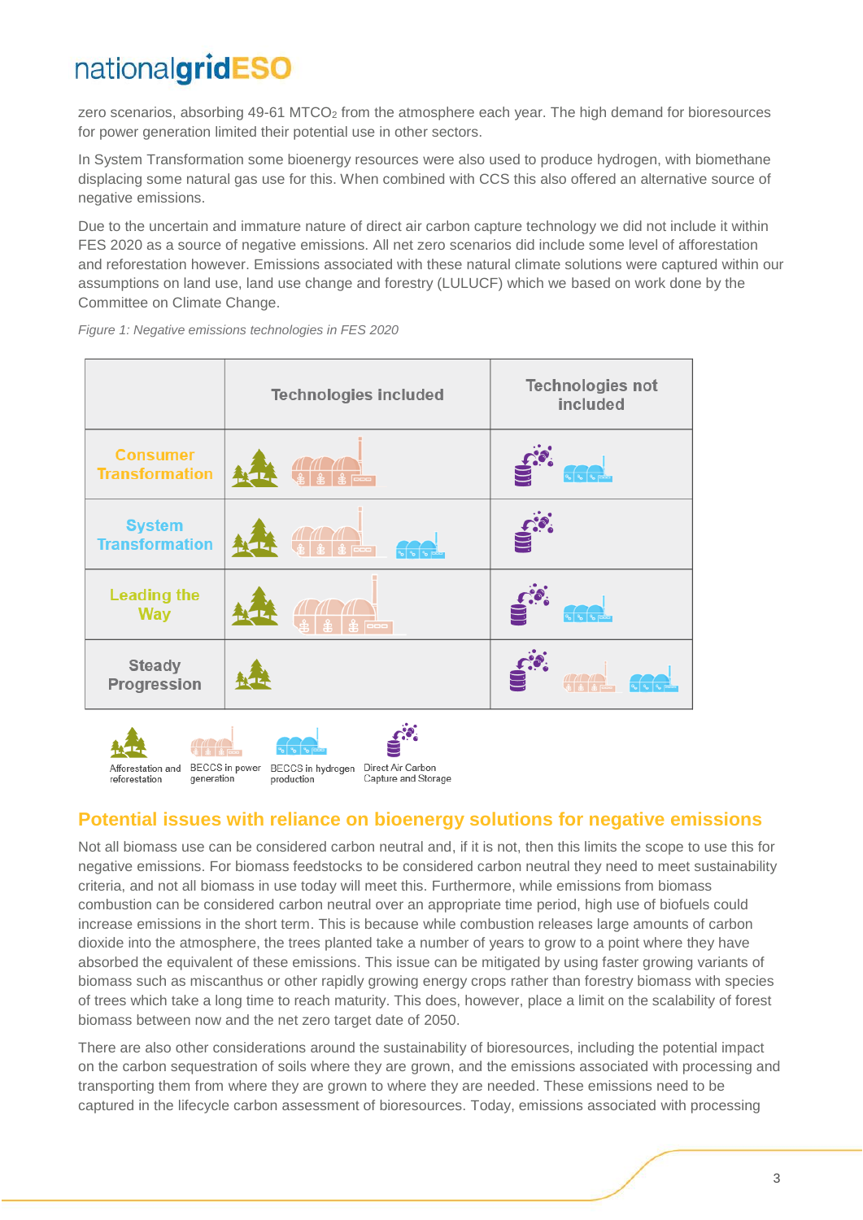zero scenarios, absorbing 49-61 $MTCO_2$ from the atmosphere each year. The high demand for bioresources for power generation limited their potential use in other sectors.

In System Transformation some bioenergy resources were also used to produce hydrogen, with biomethane displacing some natural gas use for this. When combined with CCS this also offered an alternative source of negative emissions.

Due to the uncertain and immature nature of direct air carbon capture technology we did not include it within FES 2020 as a source of negative emissions. All net zero scenarios did include some level of afforestation and reforestation however. Emissions associated with these natural climate solutions were captured within our assumptions on land use, land use change and forestry (LULUCF) which we based on work done by the Committee on Climate Change.

*Figure 1: Negative emissions technologies in FES 2020*

| | Technologies included | Technologies not included |
|---|---|---|
| Consumer Transformation | Afforestation and reforestation, BECCS in power generation | Direct Air Carbon Capture and Storage, BECCS in hydrogen production |
| System Transformation | Afforestation and reforestation, BECCS in power generation, BECCS in hydrogen production | Direct Air Carbon Capture and Storage |
| Leading the Way | Afforestation and reforestation, BECCS in power generation | Direct Air Carbon Capture and Storage, BECCS in hydrogen production |
| Steady Progression | Afforestation and reforestation | Direct Air Carbon Capture and Storage, BECCS in power generation, BECCS in hydrogen production |

Afforestation and reforestation · BECCS in power generation · BECCS in hydrogen production · Direct Air Carbon Capture and Storage

## Potential issues with reliance on bioenergy solutions for negative emissions

Not all biomass use can be considered carbon neutral and, if it is not, then this limits the scope to use this for negative emissions. For biomass feedstocks to be considered carbon neutral they need to meet sustainability criteria, and not all biomass in use today will meet this. Furthermore, while emissions from biomass combustion can be considered carbon neutral over an appropriate time period, high use of biofuels could increase emissions in the short term. This is because while combustion releases large amounts of carbon dioxide into the atmosphere, the trees planted take a number of years to grow to a point where they have absorbed the equivalent of these emissions. This issue can be mitigated by using faster growing variants of biomass such as miscanthus or other rapidly growing energy crops rather than forestry biomass with species of trees which take a long time to reach maturity. This does, however, place a limit on the scalability of forest biomass between now and the net zero target date of 2050.

There are also other considerations around the sustainability of bioresources, including the potential impact on the carbon sequestration of soils where they are grown, and the emissions associated with processing and transporting them from where they are grown to where they are needed. These emissions need to be captured in the lifecycle carbon assessment of bioresources. Today, emissions associated with processing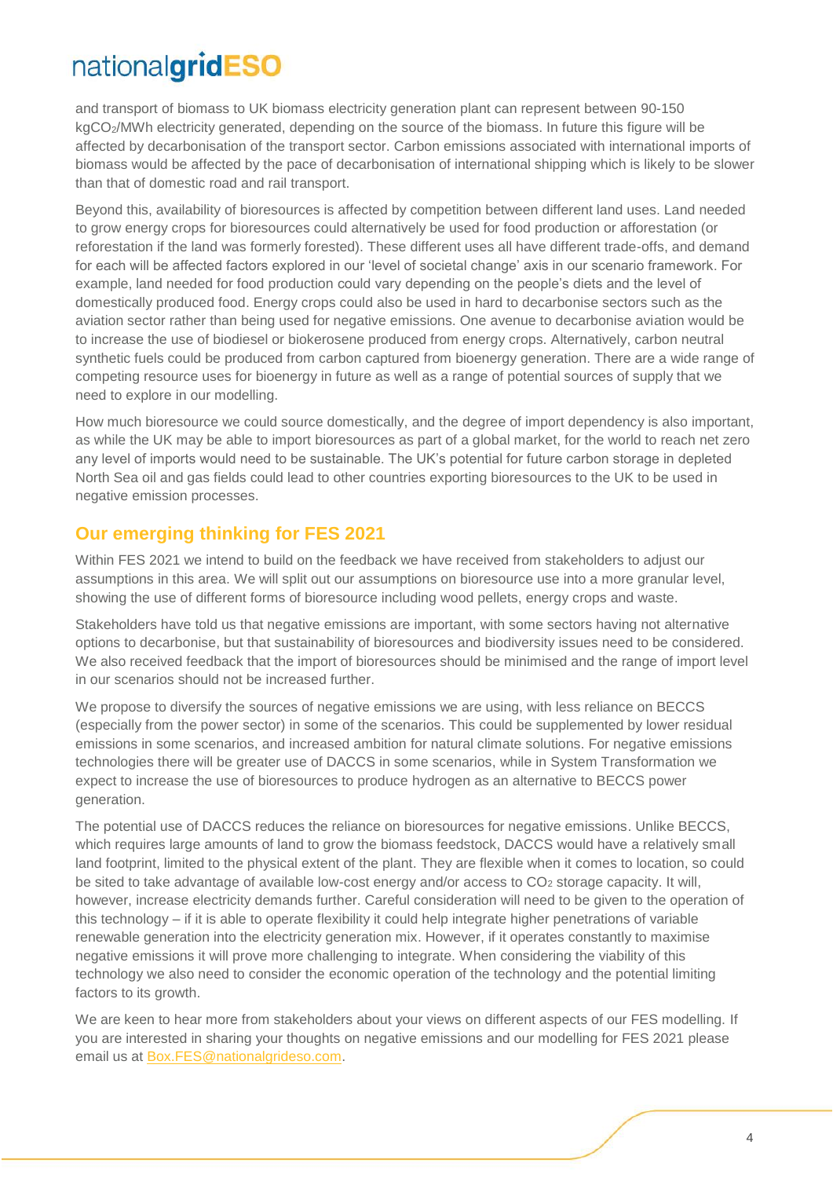and transport of biomass to UK biomass electricity generation plant can represent between 90-150 $kgCO_2$/MWh electricity generated, depending on the source of the biomass. In future this figure will be affected by decarbonisation of the transport sector. Carbon emissions associated with international imports of biomass would be affected by the pace of decarbonisation of international shipping which is likely to be slower than that of domestic road and rail transport.

Beyond this, availability of bioresources is affected by competition between different land uses. Land needed to grow energy crops for bioresources could alternatively be used for food production or afforestation (or reforestation if the land was formerly forested). These different uses all have different trade-offs, and demand for each will be affected factors explored in our 'level of societal change' axis in our scenario framework. For example, land needed for food production could vary depending on the people's diets and the level of domestically produced food. Energy crops could also be used in hard to decarbonise sectors such as the aviation sector rather than being used for negative emissions. One avenue to decarbonise aviation would be to increase the use of biodiesel or biokerosene produced from energy crops. Alternatively, carbon neutral synthetic fuels could be produced from carbon captured from bioenergy generation. There are a wide range of competing resource uses for bioenergy in future as well as a range of potential sources of supply that we need to explore in our modelling.

How much bioresource we could source domestically, and the degree of import dependency is also important, as while the UK may be able to import bioresources as part of a global market, for the world to reach net zero any level of imports would need to be sustainable. The UK's potential for future carbon storage in depleted North Sea oil and gas fields could lead to other countries exporting bioresources to the UK to be used in negative emission processes.

## Our emerging thinking for FES 2021

Within FES 2021 we intend to build on the feedback we have received from stakeholders to adjust our assumptions in this area. We will split out our assumptions on bioresource use into a more granular level, showing the use of different forms of bioresource including wood pellets, energy crops and waste.

Stakeholders have told us that negative emissions are important, with some sectors having not alternative options to decarbonise, but that sustainability of bioresources and biodiversity issues need to be considered. We also received feedback that the import of bioresources should be minimised and the range of import level in our scenarios should not be increased further.

We propose to diversify the sources of negative emissions we are using, with less reliance on BECCS (especially from the power sector) in some of the scenarios. This could be supplemented by lower residual emissions in some scenarios, and increased ambition for natural climate solutions. For negative emissions technologies there will be greater use of DACCS in some scenarios, while in System Transformation we expect to increase the use of bioresources to produce hydrogen as an alternative to BECCS power generation.

The potential use of DACCS reduces the reliance on bioresources for negative emissions. Unlike BECCS, which requires large amounts of land to grow the biomass feedstock, DACCS would have a relatively small land footprint, limited to the physical extent of the plant. They are flexible when it comes to location, so could be sited to take advantage of available low-cost energy and/or access to $CO_2$ storage capacity. It will, however, increase electricity demands further. Careful consideration will need to be given to the operation of this technology – if it is able to operate flexibility it could help integrate higher penetrations of variable renewable generation into the electricity generation mix. However, if it operates constantly to maximise negative emissions it will prove more challenging to integrate. When considering the viability of this technology we also need to consider the economic operation of the technology and the potential limiting factors to its growth.

We are keen to hear more from stakeholders about your views on different aspects of our FES modelling. If you are interested in sharing your thoughts on negative emissions and our modelling for FES 2021 please email us at Box.FES@nationalgrideso.com.